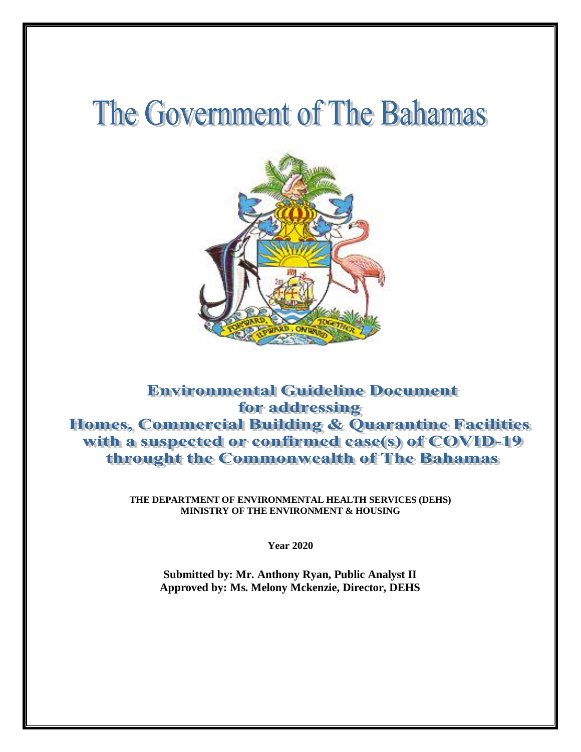# The Government of The Bahamas

## Environmental Guideline Document for addressing Homes, Commercial Building & Quarantine Facilities with a suspected or confirmed case(s) of COVID-19 throught the Commonwealth of The Bahamas

**THE DEPARTMENT OF ENVIRONMENTAL HEALTH SERVICES (DEHS)**
**MINISTRY OF THE ENVIRONMENT & HOUSING**

**Year 2020**

**Submitted by: Mr. Anthony Ryan, Public Analyst II**
**Approved by: Ms. Melony Mckenzie, Director, DEHS**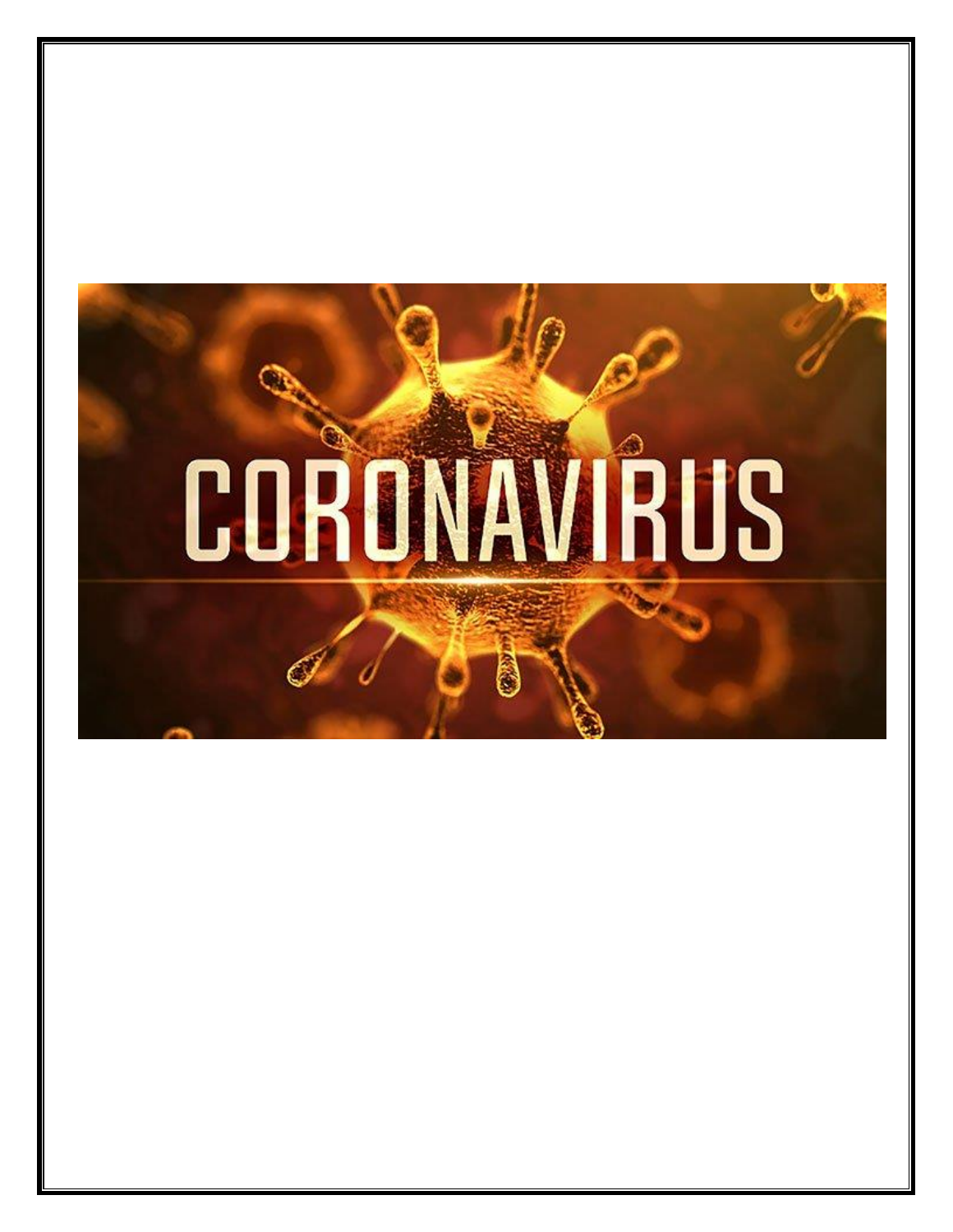# CORONAVIRUS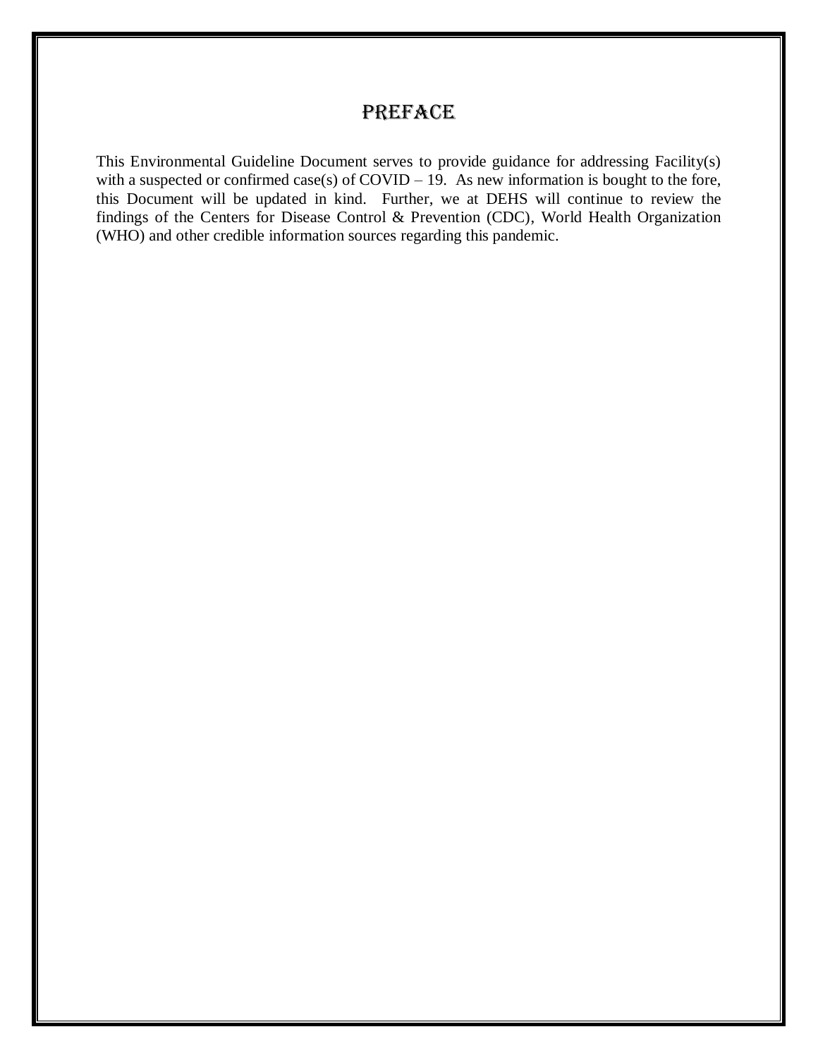# PREFACE

This Environmental Guideline Document serves to provide guidance for addressing Facility(s) with a suspected or confirmed case(s) of COVID – 19. As new information is bought to the fore, this Document will be updated in kind. Further, we at DEHS will continue to review the findings of the Centers for Disease Control & Prevention (CDC), World Health Organization (WHO) and other credible information sources regarding this pandemic.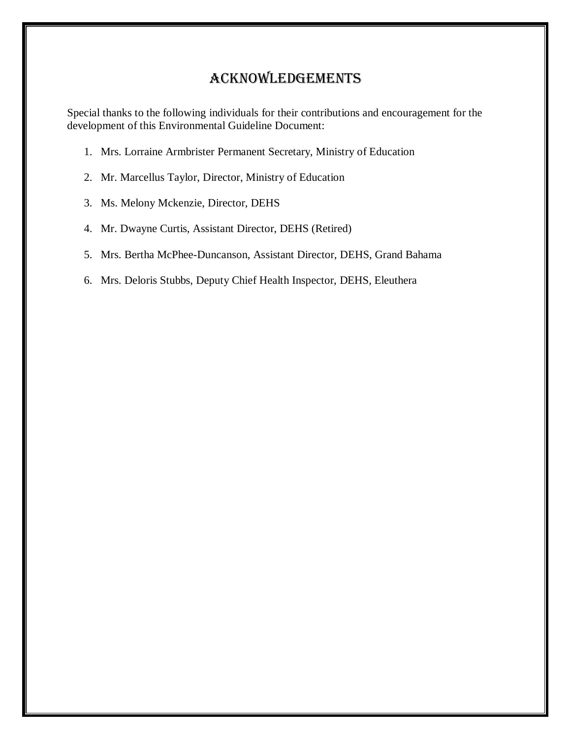# ACKNOWLEDGEMENTS

Special thanks to the following individuals for their contributions and encouragement for the development of this Environmental Guideline Document:

1. Mrs. Lorraine Armbrister Permanent Secretary, Ministry of Education
2. Mr. Marcellus Taylor, Director, Ministry of Education
3. Ms. Melony Mckenzie, Director, DEHS
4. Mr. Dwayne Curtis, Assistant Director, DEHS (Retired)
5. Mrs. Bertha McPhee-Duncanson, Assistant Director, DEHS, Grand Bahama
6. Mrs. Deloris Stubbs, Deputy Chief Health Inspector, DEHS, Eleuthera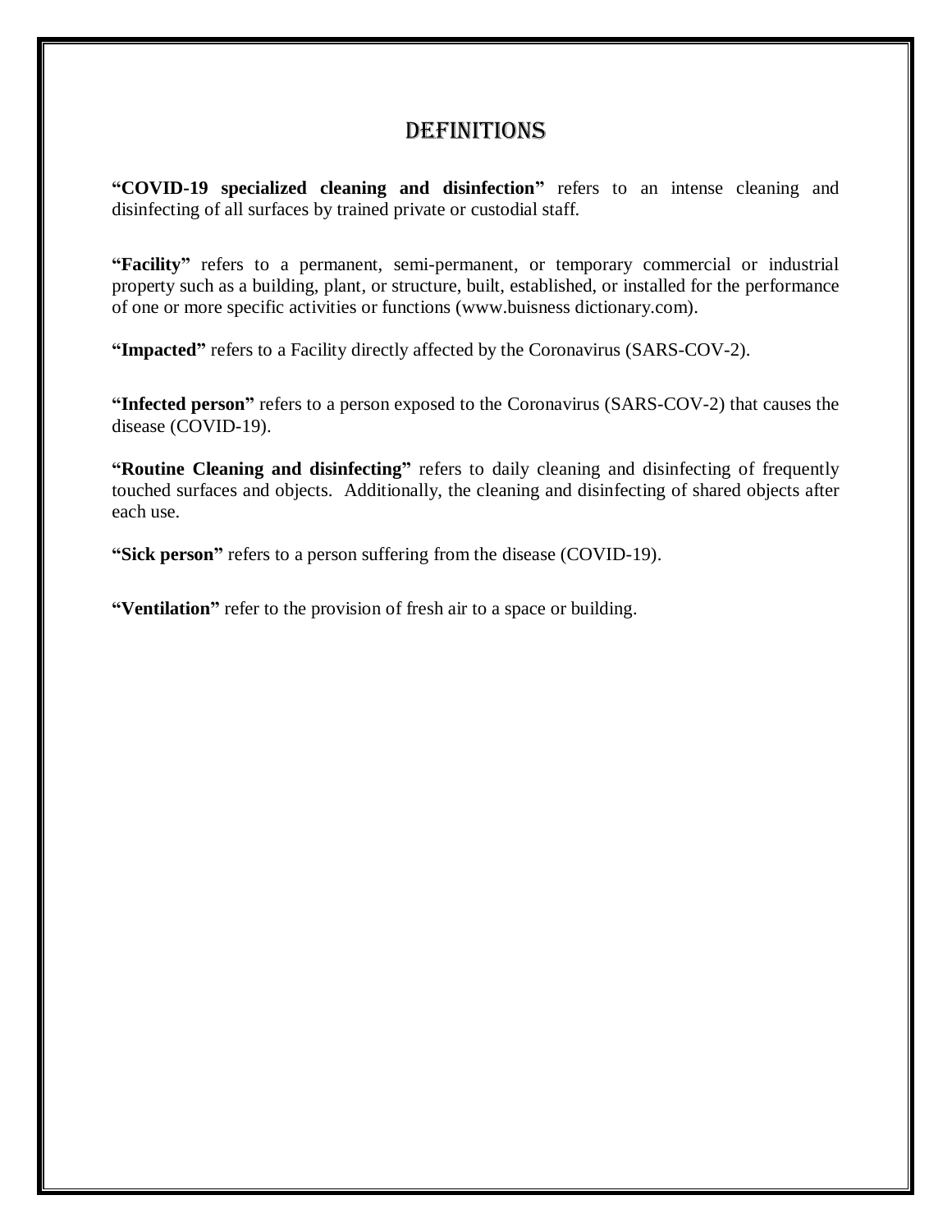# DEFINITIONS

**"COVID-19 specialized cleaning and disinfection"** refers to an intense cleaning and disinfecting of all surfaces by trained private or custodial staff.

**"Facility"** refers to a permanent, semi-permanent, or temporary commercial or industrial property such as a building, plant, or structure, built, established, or installed for the performance of one or more specific activities or functions (www.buisness dictionary.com).

**"Impacted"** refers to a Facility directly affected by the Coronavirus (SARS-COV-2).

**"Infected person"** refers to a person exposed to the Coronavirus (SARS-COV-2) that causes the disease (COVID-19).

**"Routine Cleaning and disinfecting"** refers to daily cleaning and disinfecting of frequently touched surfaces and objects. Additionally, the cleaning and disinfecting of shared objects after each use.

**"Sick person"** refers to a person suffering from the disease (COVID-19).

**"Ventilation"** refer to the provision of fresh air to a space or building.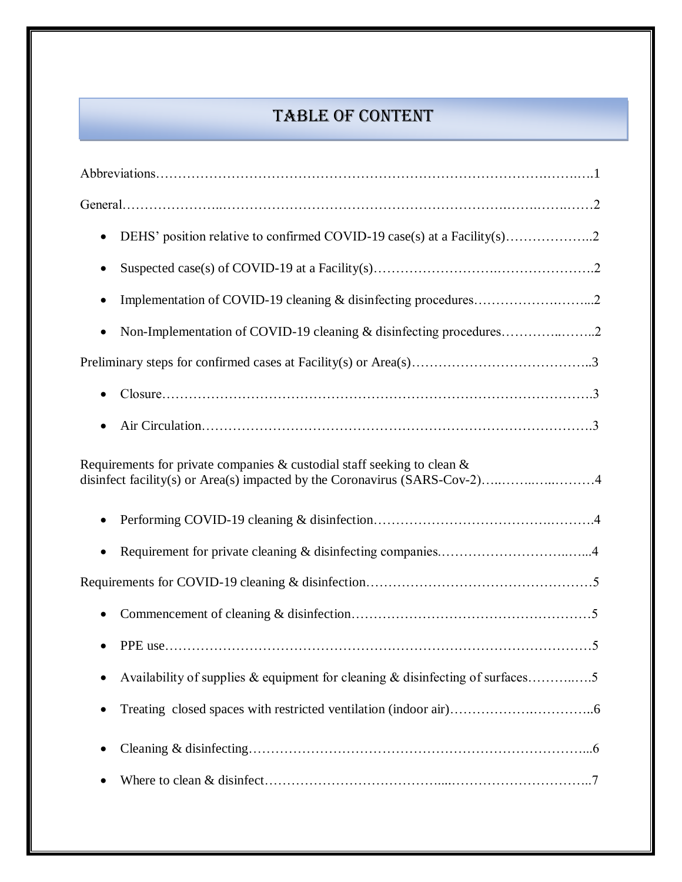# TABLE OF CONTENT

Abbreviations……………………………………………………………………………….…….1

General………………..…………………………………………………….…….…….……2

- DEHS' position relative to confirmed COVID-19 case(s) at a Facility(s)………………..2
- Suspected case(s) of COVID-19 at a Facility(s)……………………….…………………..2
- Implementation of COVID-19 cleaning & disinfecting procedures…………….……...2
- Non-Implementation of COVID-19 cleaning & disinfecting procedures…………..……..2

Preliminary steps for confirmed cases at Facility(s) or Area(s)…………………………………..3

- Closure…………………………………………………………………………………….3
- Air Circulation……………………………………………………………….…………….3

Requirements for private companies & custodial staff seeking to clean & disinfect facility(s) or Area(s) impacted by the Coronavirus (SARS-Cov-2)…..……..…..………4

- Performing COVID-19 cleaning & disinfection…………………………………….……….4
- Requirement for private cleaning & disinfecting companies.……………………..…...4

Requirements for COVID-19 cleaning & disinfection……………………………………….……5

- Commencement of cleaning & disinfection………………………………………………5
- PPE use……………………………………………………………………………………5
- Availability of supplies & equipment for cleaning & disinfecting of surfaces………..….5
- Treating closed spaces with restricted ventilation (indoor air)……………….…………..6
- Cleaning & disinfecting………………………………………………………………...6
- Where to clean & disinfect……………………….………....…………………………..7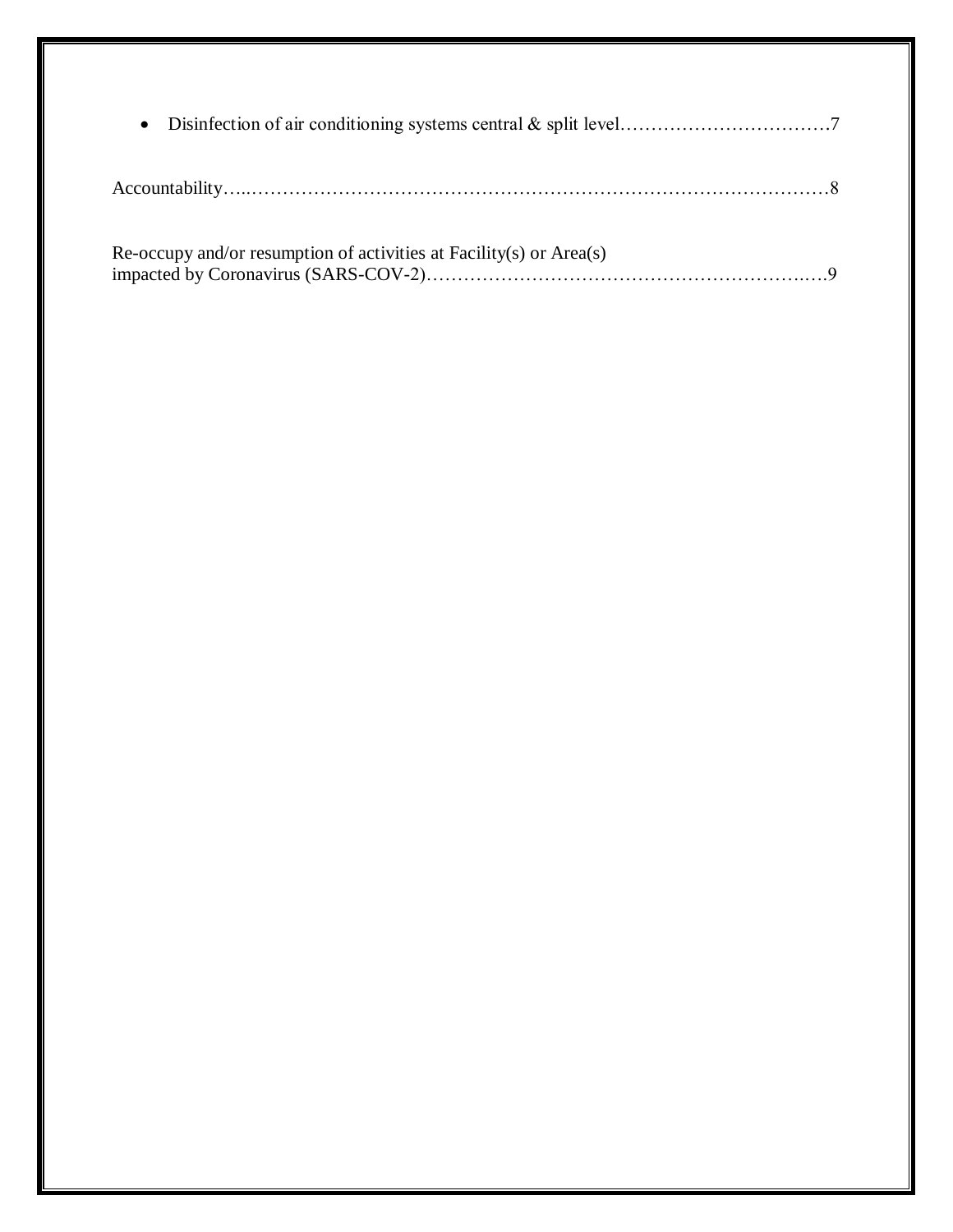- Disinfection of air conditioning systems central & split level……………………………7

Accountability…..……………………………………………………………………………8

Re-occupy and/or resumption of activities at Facility(s) or Area(s) impacted by Coronavirus (SARS-COV-2)……………………………………………………..….9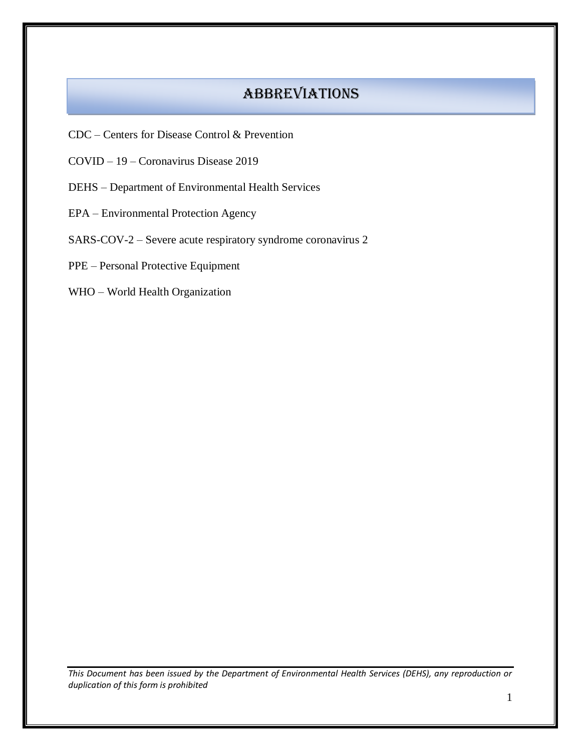# ABBREVIATIONS

CDC – Centers for Disease Control & Prevention

COVID – 19 – Coronavirus Disease 2019

DEHS – Department of Environmental Health Services

EPA – Environmental Protection Agency

SARS-COV-2 – Severe acute respiratory syndrome coronavirus 2

PPE – Personal Protective Equipment

WHO – World Health Organization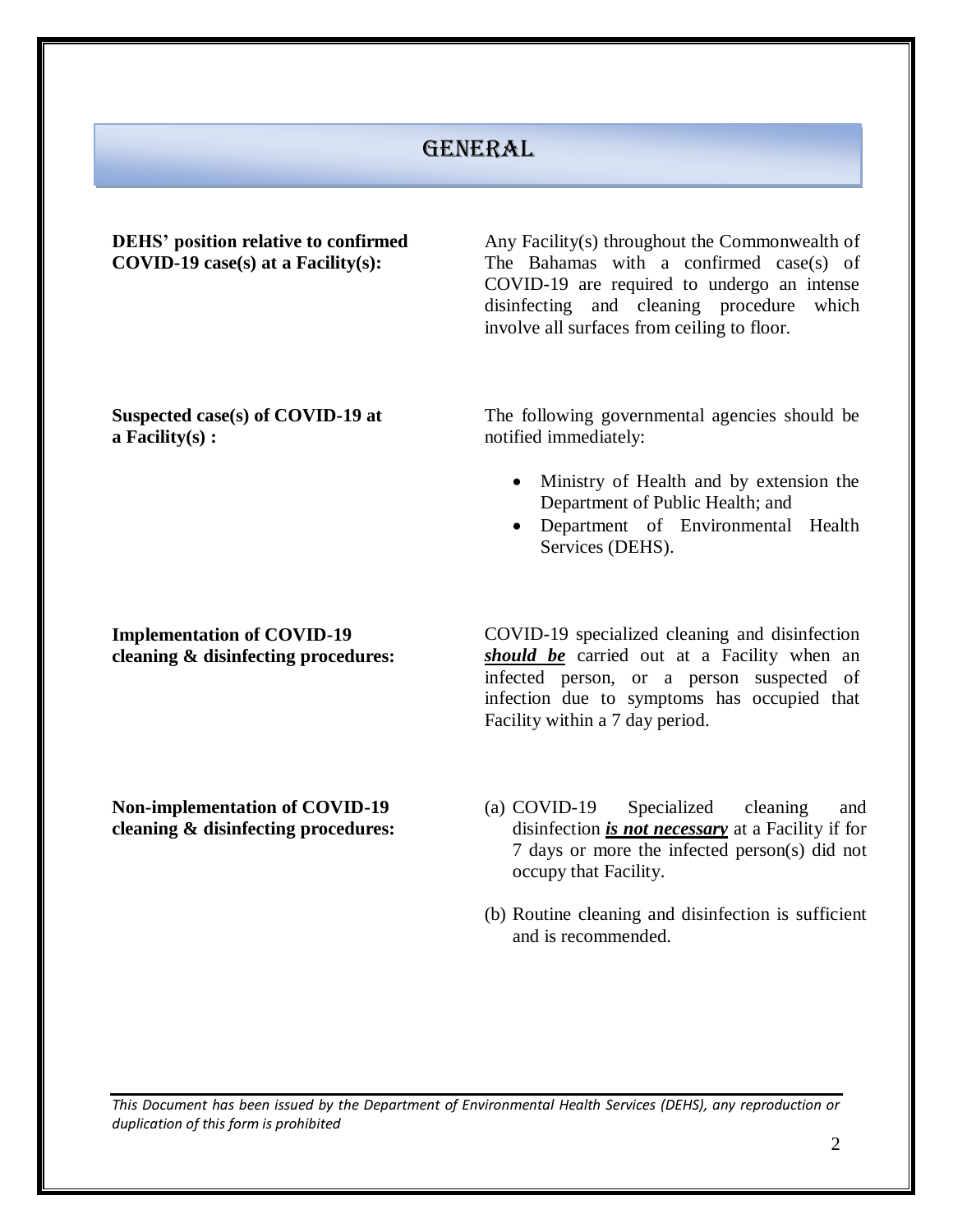# GENERAL

**DEHS' position relative to confirmed COVID-19 case(s) at a Facility(s):**

Any Facility(s) throughout the Commonwealth of The Bahamas with a confirmed case(s) of COVID-19 are required to undergo an intense disinfecting and cleaning procedure which involve all surfaces from ceiling to floor.

**Suspected case(s) of COVID-19 at a Facility(s) :**

The following governmental agencies should be notified immediately:

- Ministry of Health and by extension the Department of Public Health; and
- Department of Environmental Health Services (DEHS).

**Implementation of COVID-19 cleaning & disinfecting procedures:**

COVID-19 specialized cleaning and disinfection ***should be*** carried out at a Facility when an infected person, or a person suspected of infection due to symptoms has occupied that Facility within a 7 day period.

**Non-implementation of COVID-19 cleaning & disinfecting procedures:**

(a) COVID-19 Specialized cleaning and disinfection ***is not necessary*** at a Facility if for 7 days or more the infected person(s) did not occupy that Facility.

(b) Routine cleaning and disinfection is sufficient and is recommended.

*This Document has been issued by the Department of Environmental Health Services (DEHS), any reproduction or duplication of this form is prohibited*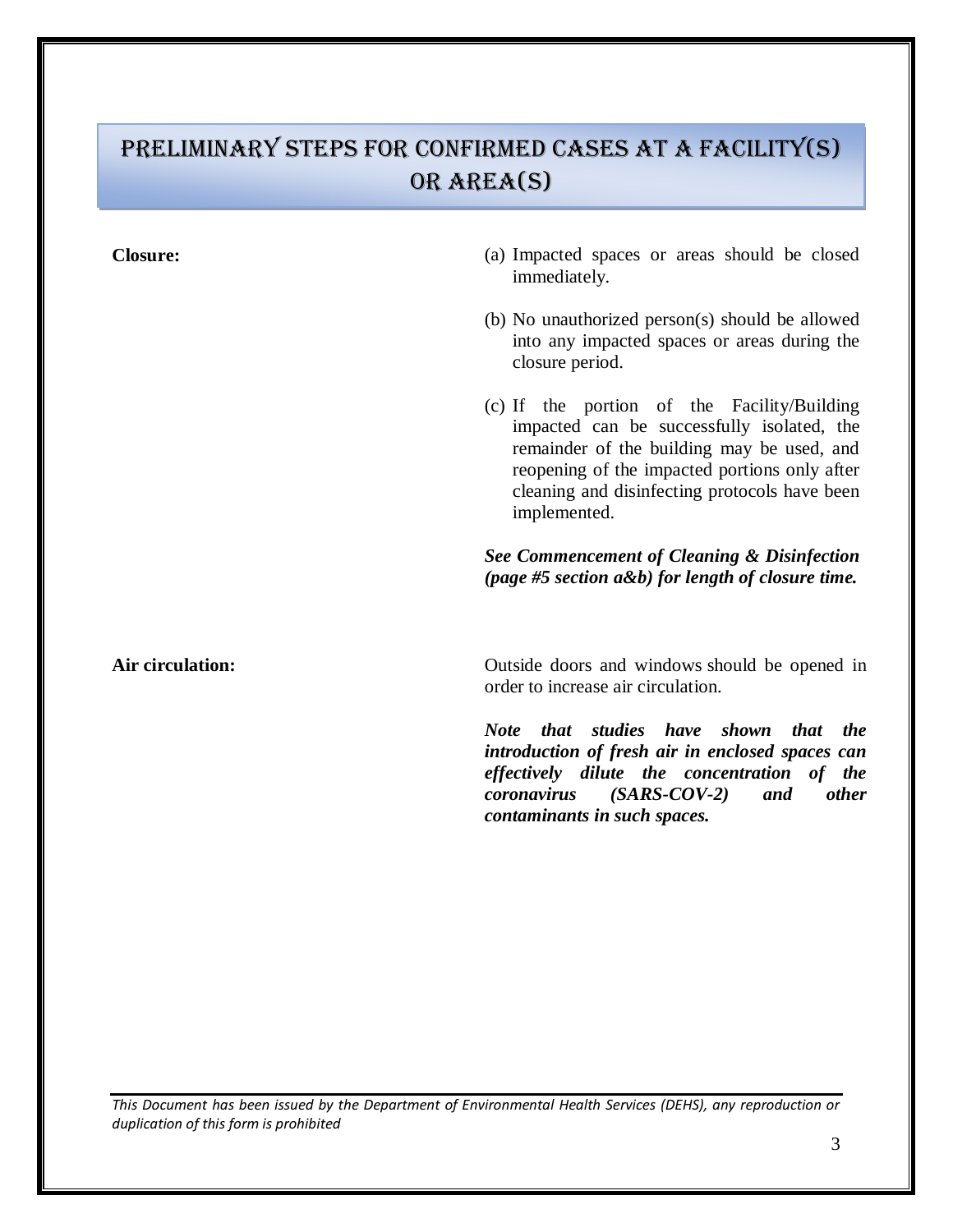# PRELIMINARY STEPS FOR CONFIRMED CASES AT A FACILITY(S) OR AREA(S)

**Closure:**

(a) Impacted spaces or areas should be closed immediately.

(b) No unauthorized person(s) should be allowed into any impacted spaces or areas during the closure period.

(c) If the portion of the Facility/Building impacted can be successfully isolated, the remainder of the building may be used, and reopening of the impacted portions only after cleaning and disinfecting protocols have been implemented.

***See Commencement of Cleaning & Disinfection (page #5 section a&b) for length of closure time.***

**Air circulation:**

Outside doors and windows should be opened in order to increase air circulation.

***Note that studies have shown that the introduction of fresh air in enclosed spaces can effectively dilute the concentration of the coronavirus (SARS-COV-2) and other contaminants in such spaces.***

*This Document has been issued by the Department of Environmental Health Services (DEHS), any reproduction or duplication of this form is prohibited*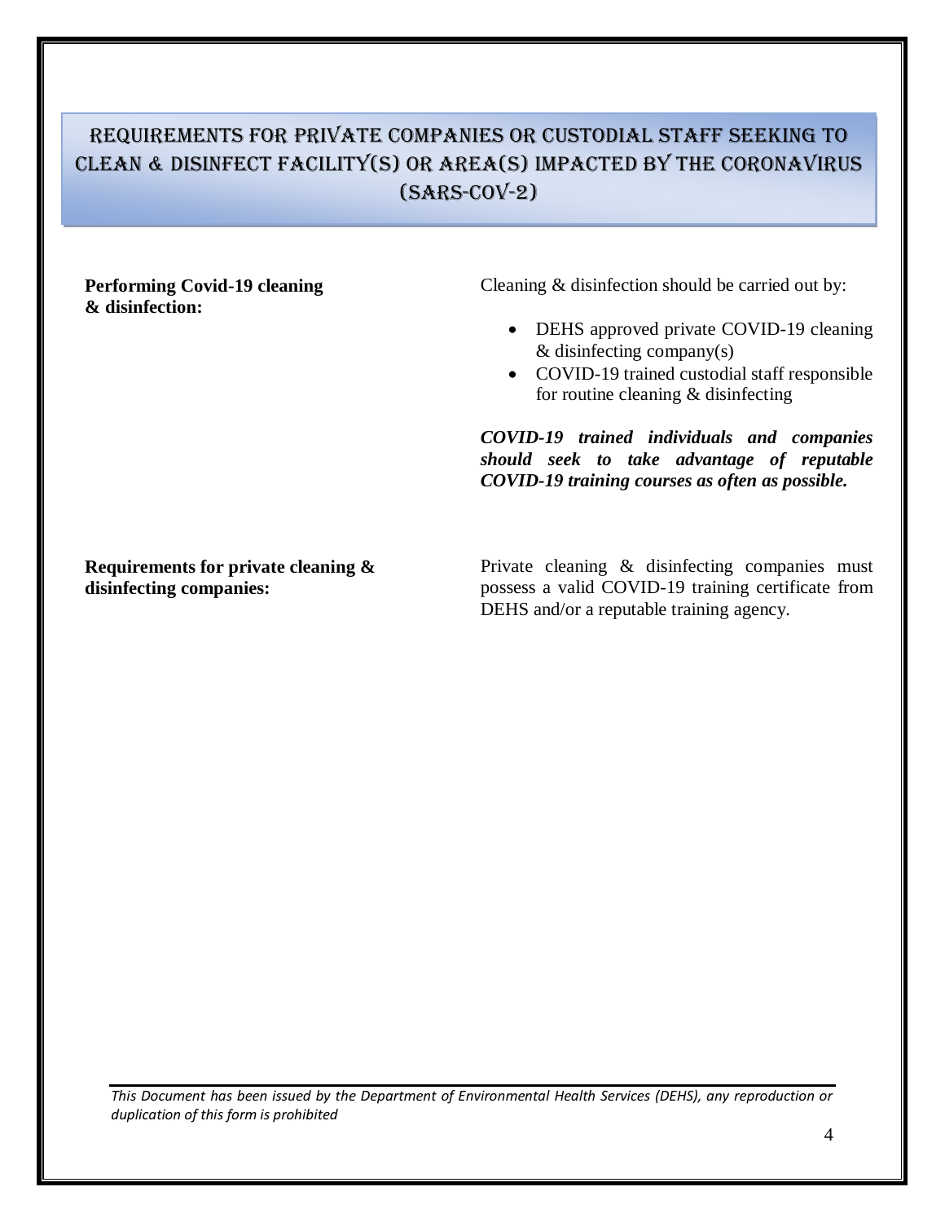# REQUIREMENTS FOR PRIVATE COMPANIES OR CUSTODIAL STAFF SEEKING TO CLEAN & DISINFECT FACILITY(S) OR AREA(S) IMPACTED BY THE CORONAVIRUS (SARS-COV-2)

**Performing Covid-19 cleaning & disinfection:**

Cleaning & disinfection should be carried out by:

- DEHS approved private COVID-19 cleaning & disinfecting company(s)
- COVID-19 trained custodial staff responsible for routine cleaning & disinfecting

***COVID-19 trained individuals and companies should seek to take advantage of reputable COVID-19 training courses as often as possible.***

**Requirements for private cleaning & disinfecting companies:**

Private cleaning & disinfecting companies must possess a valid COVID-19 training certificate from DEHS and/or a reputable training agency.

*This Document has been issued by the Department of Environmental Health Services (DEHS), any reproduction or duplication of this form is prohibited*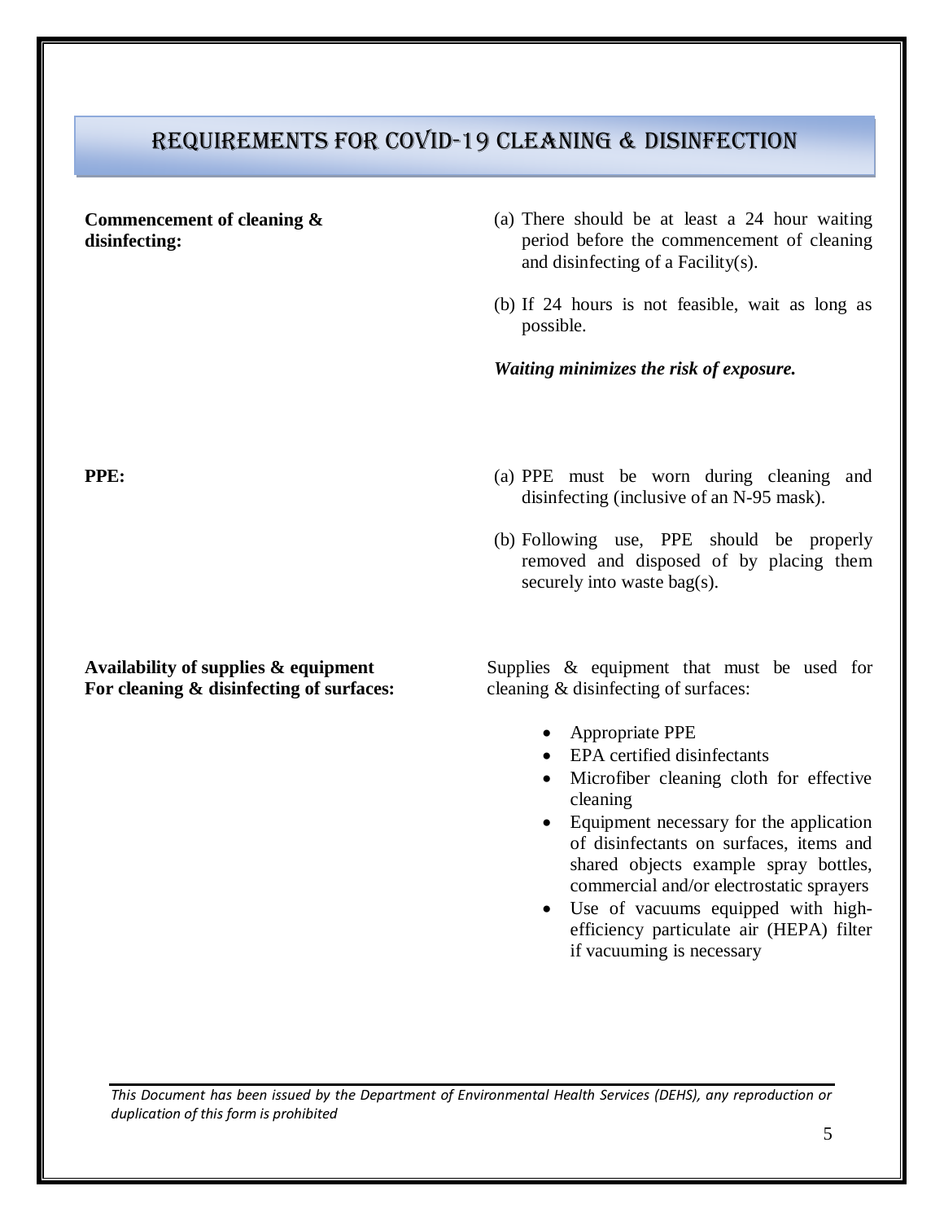# REQUIREMENTS FOR COVID-19 CLEANING & DISINFECTION

**Commencement of cleaning & disinfecting:**

(a) There should be at least a 24 hour waiting period before the commencement of cleaning and disinfecting of a Facility(s).

(b) If 24 hours is not feasible, wait as long as possible.

***Waiting minimizes the risk of exposure.***

**PPE:**

(a) PPE must be worn during cleaning and disinfecting (inclusive of an N-95 mask).

(b) Following use, PPE should be properly removed and disposed of by placing them securely into waste bag(s).

**Availability of supplies & equipment For cleaning & disinfecting of surfaces:**

Supplies & equipment that must be used for cleaning & disinfecting of surfaces:

- Appropriate PPE
- EPA certified disinfectants
- Microfiber cleaning cloth for effective cleaning
- Equipment necessary for the application of disinfectants on surfaces, items and shared objects example spray bottles, commercial and/or electrostatic sprayers
- Use of vacuums equipped with high-efficiency particulate air (HEPA) filter if vacuuming is necessary

*This Document has been issued by the Department of Environmental Health Services (DEHS), any reproduction or duplication of this form is prohibited*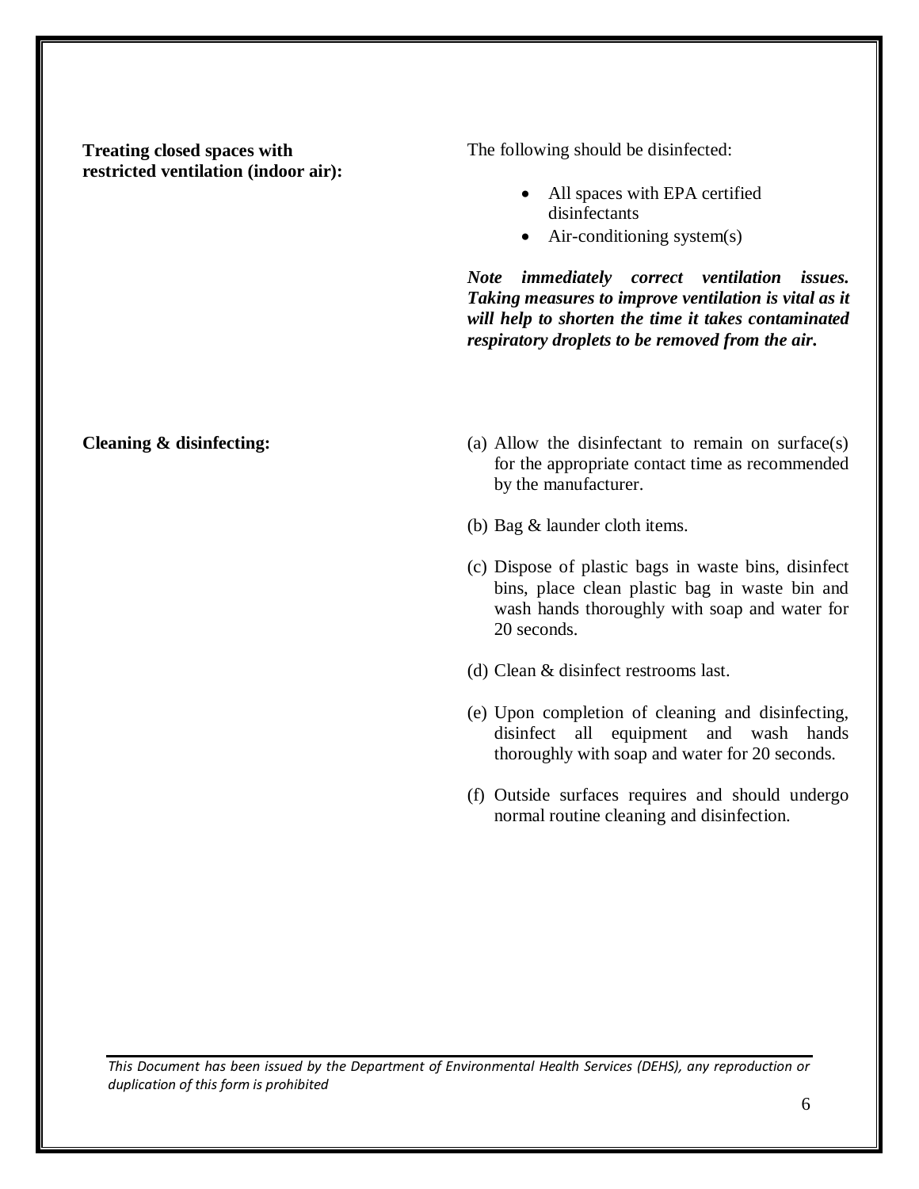**Treating closed spaces with restricted ventilation (indoor air):**

The following should be disinfected:

- All spaces with EPA certified disinfectants
- Air-conditioning system(s)

***Note immediately correct ventilation issues. Taking measures to improve ventilation is vital as it will help to shorten the time it takes contaminated respiratory droplets to be removed from the air.***

**Cleaning & disinfecting:**

(a) Allow the disinfectant to remain on surface(s) for the appropriate contact time as recommended by the manufacturer.

(b) Bag & launder cloth items.

(c) Dispose of plastic bags in waste bins, disinfect bins, place clean plastic bag in waste bin and wash hands thoroughly with soap and water for 20 seconds.

(d) Clean & disinfect restrooms last.

(e) Upon completion of cleaning and disinfecting, disinfect all equipment and wash hands thoroughly with soap and water for 20 seconds.

(f) Outside surfaces requires and should undergo normal routine cleaning and disinfection.

*This Document has been issued by the Department of Environmental Health Services (DEHS), any reproduction or duplication of this form is prohibited*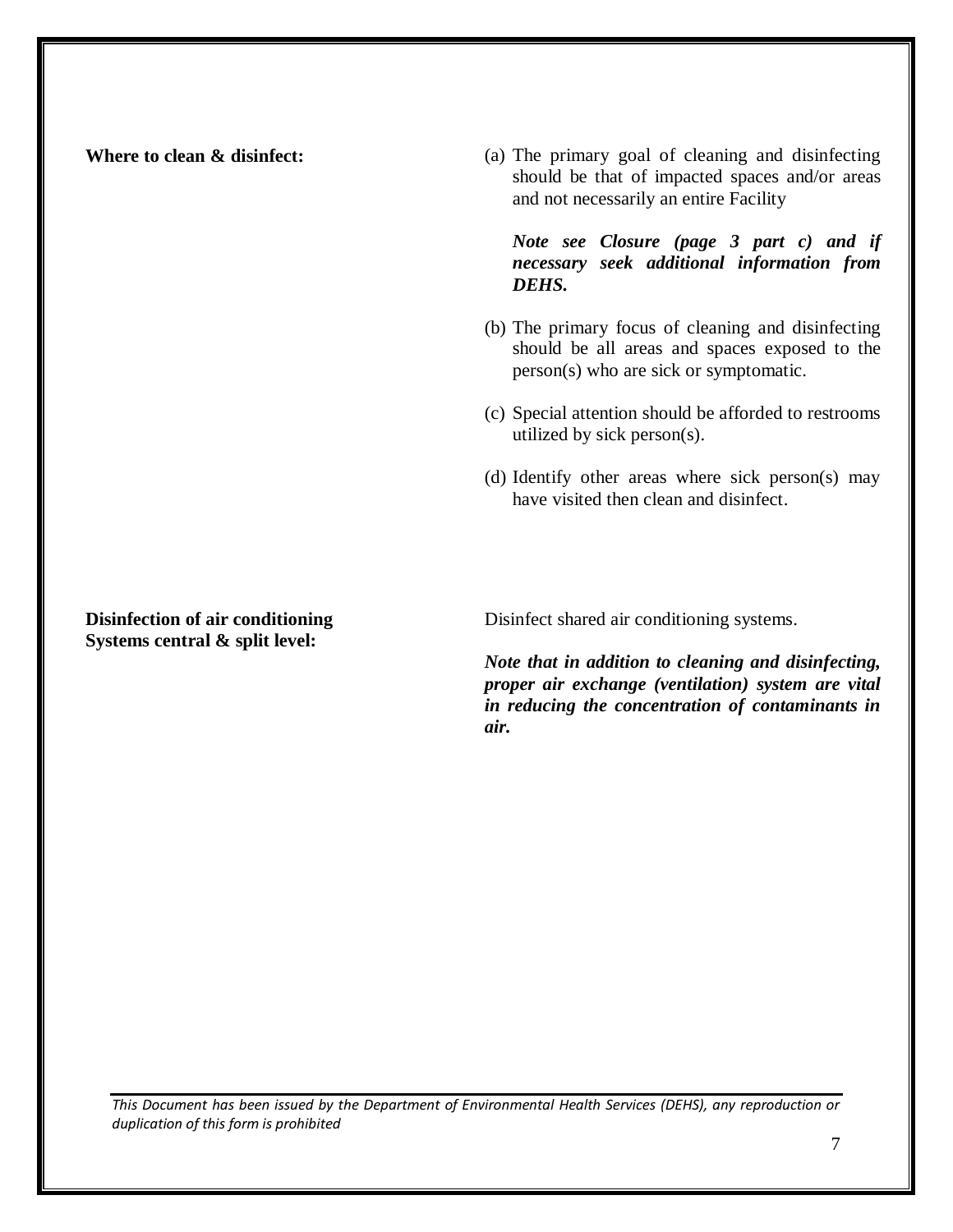**Where to clean & disinfect:**

(a) The primary goal of cleaning and disinfecting should be that of impacted spaces and/or areas and not necessarily an entire Facility

***Note see Closure (page 3 part c) and if necessary seek additional information from DEHS.***

(b) The primary focus of cleaning and disinfecting should be all areas and spaces exposed to the person(s) who are sick or symptomatic.

(c) Special attention should be afforded to restrooms utilized by sick person(s).

(d) Identify other areas where sick person(s) may have visited then clean and disinfect.

**Disinfection of air conditioning Systems central & split level:**

Disinfect shared air conditioning systems.

***Note that in addition to cleaning and disinfecting, proper air exchange (ventilation) system are vital in reducing the concentration of contaminants in air.***

*This Document has been issued by the Department of Environmental Health Services (DEHS), any reproduction or duplication of this form is prohibited*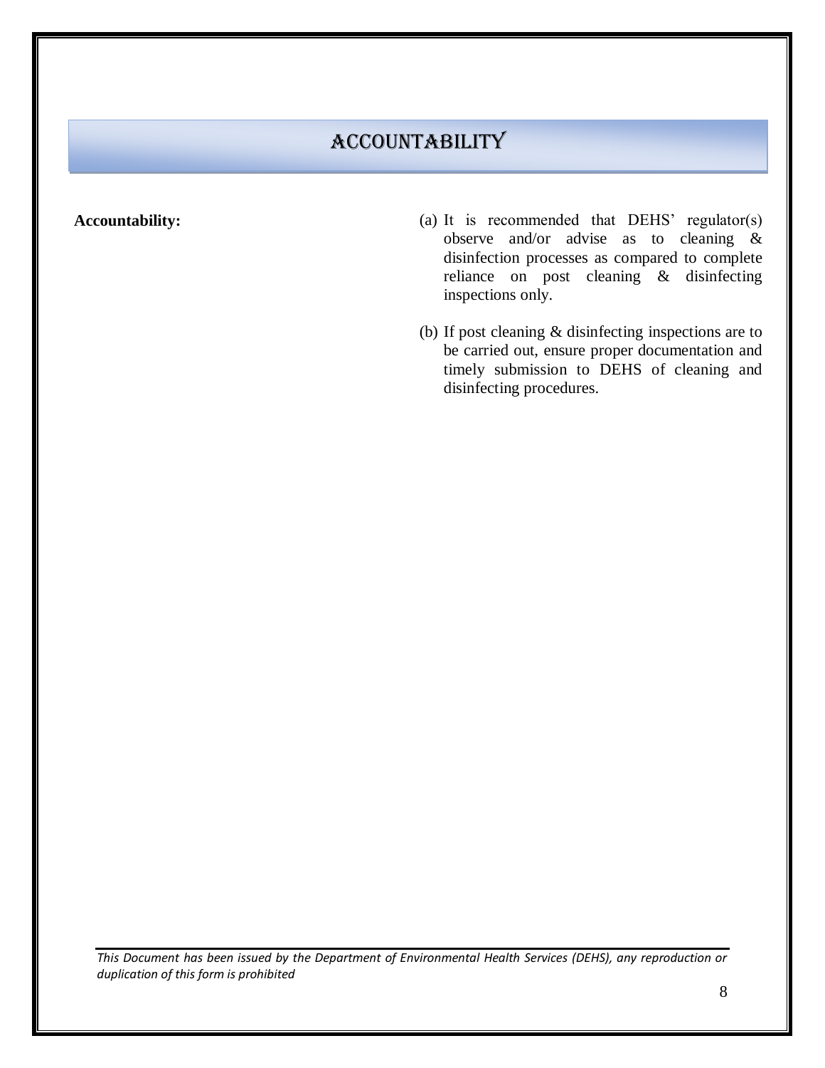# ACCOUNTABILITY

**Accountability:**

(a) It is recommended that DEHS' regulator(s) observe and/or advise as to cleaning & disinfection processes as compared to complete reliance on post cleaning & disinfecting inspections only.

(b) If post cleaning & disinfecting inspections are to be carried out, ensure proper documentation and timely submission to DEHS of cleaning and disinfecting procedures.

*This Document has been issued by the Department of Environmental Health Services (DEHS), any reproduction or duplication of this form is prohibited*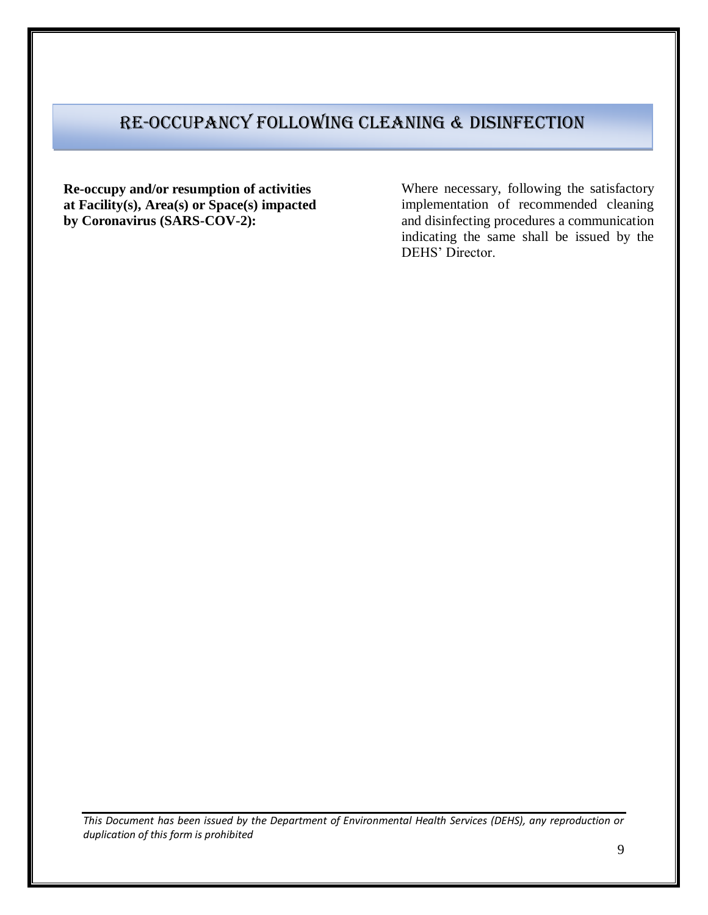# RE-OCCUPANCY FOLLOWING CLEANING & DISINFECTION

**Re-occupy and/or resumption of activities at Facility(s), Area(s) or Space(s) impacted by Coronavirus (SARS-COV-2):**

Where necessary, following the satisfactory implementation of recommended cleaning and disinfecting procedures a communication indicating the same shall be issued by the DEHS' Director.

*This Document has been issued by the Department of Environmental Health Services (DEHS), any reproduction or duplication of this form is prohibited*